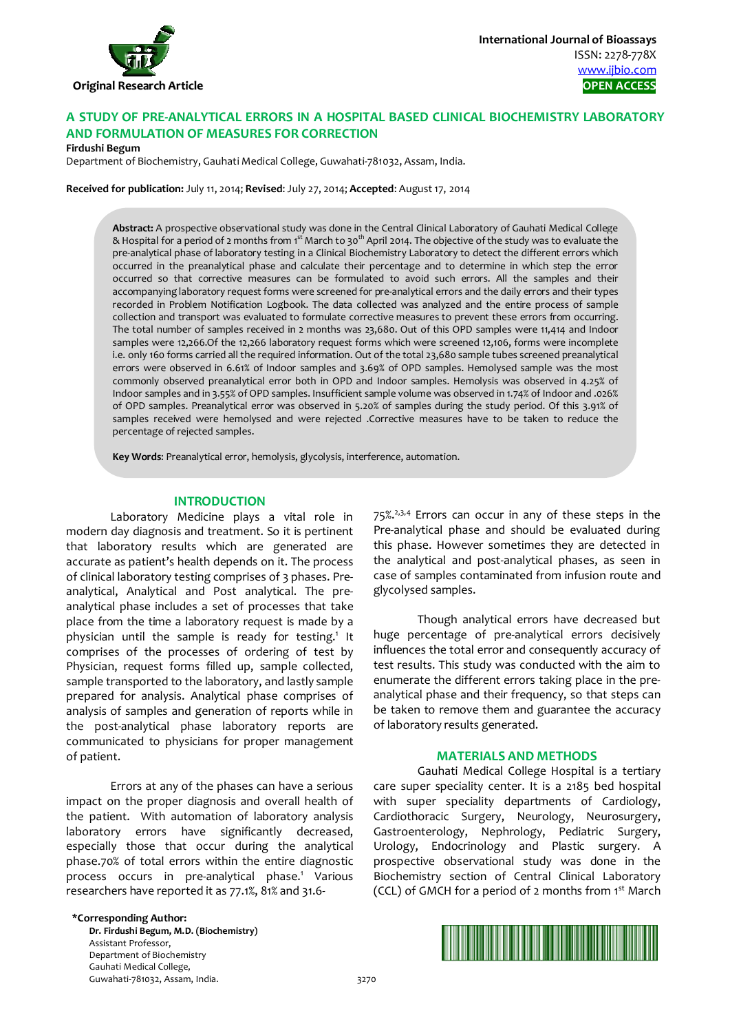**Original Research Article**

**International Journal of Bioassays**
ISSN: 2278-778X
www.ijbio.com
**OPEN ACCESS**

# A STUDY OF PRE-ANALYTICAL ERRORS IN A HOSPITAL BASED CLINICAL BIOCHEMISTRY LABORATORY AND FORMULATION OF MEASURES FOR CORRECTION

**Firdushi Begum**

Department of Biochemistry, Gauhati Medical College, Guwahati-781032, Assam, India.

**Received for publication:** July 11, 2014; **Revised**: July 27, 2014; **Accepted**: August 17, 2014

**Abstract:** A prospective observational study was done in the Central Clinical Laboratory of Gauhati Medical College & Hospital for a period of 2 months from 1st March to 30th April 2014. The objective of the study was to evaluate the pre-analytical phase of laboratory testing in a Clinical Biochemistry Laboratory to detect the different errors which occurred in the preanalytical phase and calculate their percentage and to determine in which step the error occurred so that corrective measures can be formulated to avoid such errors. All the samples and their accompanying laboratory request forms were screened for pre-analytical errors and the daily errors and their types recorded in Problem Notification Logbook. The data collected was analyzed and the entire process of sample collection and transport was evaluated to formulate corrective measures to prevent these errors from occurring. The total number of samples received in 2 months was 23,680. Out of this OPD samples were 11,414 and Indoor samples were 12,266.Of the 12,266 laboratory request forms which were screened 12,106, forms were incomplete i.e. only 160 forms carried all the required information. Out of the total 23,680 sample tubes screened preanalytical errors were observed in 6.61% of Indoor samples and 3.69% of OPD samples. Hemolysed sample was the most commonly observed preanalytical error both in OPD and Indoor samples. Hemolysis was observed in 4.25% of Indoor samples and in 3.55% of OPD samples. Insufficient sample volume was observed in 1.74% of Indoor and .026% of OPD samples. Preanalytical error was observed in 5.20% of samples during the study period. Of this 3.91% of samples received were hemolysed and were rejected .Corrective measures have to be taken to reduce the percentage of rejected samples.

**Key Words**: Preanalytical error, hemolysis, glycolysis, interference, automation.

## INTRODUCTION

Laboratory Medicine plays a vital role in modern day diagnosis and treatment. So it is pertinent that laboratory results which are generated are accurate as patient's health depends on it. The process of clinical laboratory testing comprises of 3 phases. Pre-analytical, Analytical and Post analytical. The pre-analytical phase includes a set of processes that take place from the time a laboratory request is made by a physician until the sample is ready for testing.[1] It comprises of the processes of ordering of test by Physician, request forms filled up, sample collected, sample transported to the laboratory, and lastly sample prepared for analysis. Analytical phase comprises of analysis of samples and generation of reports while in the post-analytical phase laboratory reports are communicated to physicians for proper management of patient.

Errors at any of the phases can have a serious impact on the proper diagnosis and overall health of the patient. With automation of laboratory analysis laboratory errors have significantly decreased, especially those that occur during the analytical phase.70% of total errors within the entire diagnostic process occurs in pre-analytical phase.[1] Various researchers have reported it as 77.1%, 81% and 31.6-75%.[2,3,4] Errors can occur in any of these steps in the Pre-analytical phase and should be evaluated during this phase. However sometimes they are detected in the analytical and post-analytical phases, as seen in case of samples contaminated from infusion route and glycolysed samples.

Though analytical errors have decreased but huge percentage of pre-analytical errors decisively influences the total error and consequently accuracy of test results. This study was conducted with the aim to enumerate the different errors taking place in the pre-analytical phase and their frequency, so that steps can be taken to remove them and guarantee the accuracy of laboratory results generated.

## MATERIALS AND METHODS

Gauhati Medical College Hospital is a tertiary care super speciality center. It is a 2185 bed hospital with super speciality departments of Cardiology, Cardiothoracic Surgery, Neurology, Neurosurgery, Gastroenterology, Nephrology, Pediatric Surgery, Urology, Endocrinology and Plastic surgery. A prospective observational study was done in the Biochemistry section of Central Clinical Laboratory (CCL) of GMCH for a period of 2 months from 1st March

**\*Corresponding Author:**
**Dr. Firdushi Begum, M.D. (Biochemistry)**
Assistant Professor,
Department of Biochemistry
Gauhati Medical College,
Guwahati-781032, Assam, India.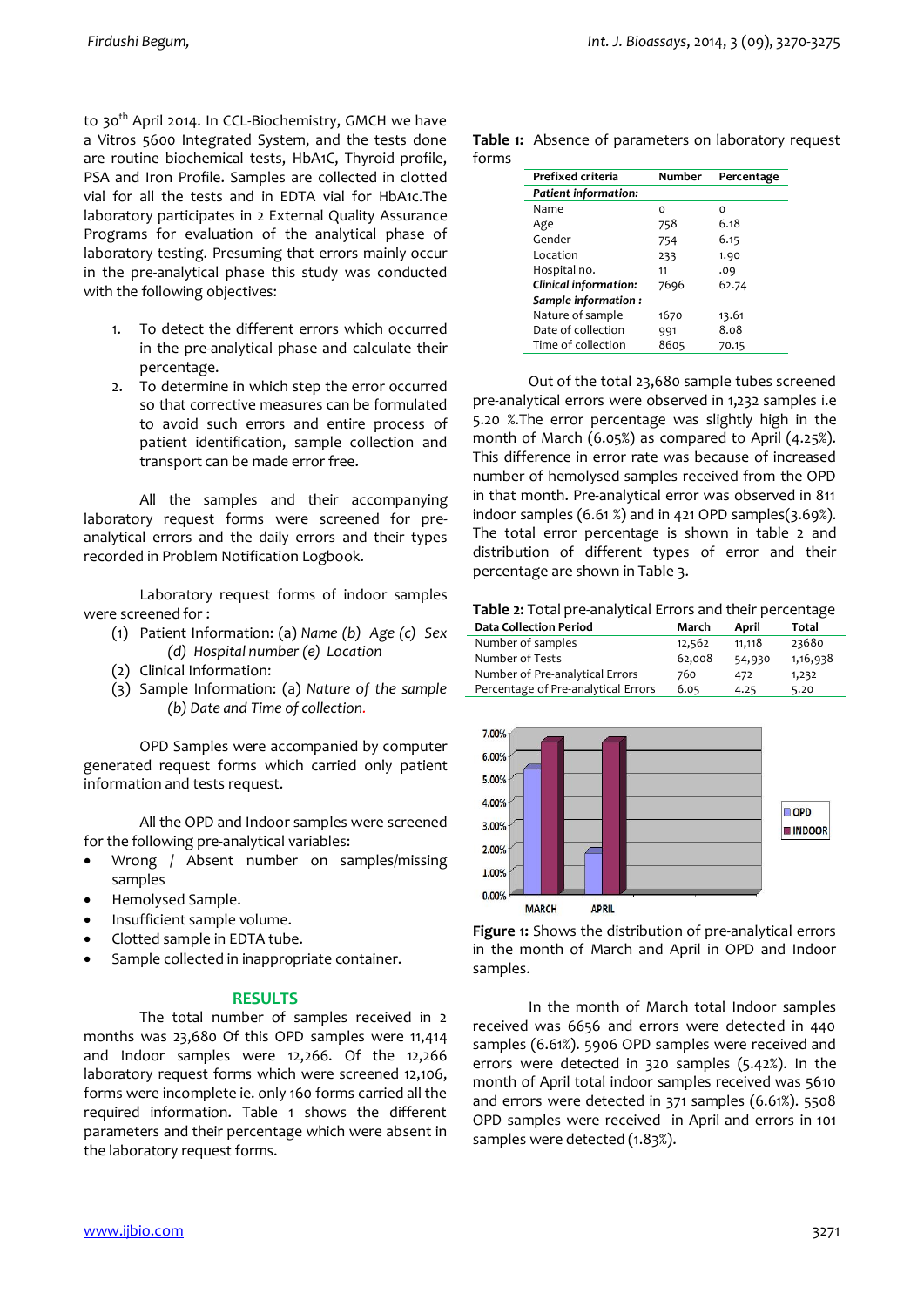to 30th April 2014. In CCL-Biochemistry, GMCH we have a Vitros 5600 Integrated System, and the tests done are routine biochemical tests, HbA1C, Thyroid profile, PSA and Iron Profile. Samples are collected in clotted vial for all the tests and in EDTA vial for HbA1c.The laboratory participates in 2 External Quality Assurance Programs for evaluation of the analytical phase of laboratory testing. Presuming that errors mainly occur in the pre-analytical phase this study was conducted with the following objectives:

1. To detect the different errors which occurred in the pre-analytical phase and calculate their percentage.
2. To determine in which step the error occurred so that corrective measures can be formulated to avoid such errors and entire process of patient identification, sample collection and transport can be made error free.

All the samples and their accompanying laboratory request forms were screened for pre-analytical errors and the daily errors and their types recorded in Problem Notification Logbook.

Laboratory request forms of indoor samples were screened for :

(1) Patient Information: (a) *Name (b) Age (c) Sex (d) Hospital number (e) Location*
(2) Clinical Information:
(3) Sample Information: (a) *Nature of the sample (b) Date and Time of collection.*

OPD Samples were accompanied by computer generated request forms which carried only patient information and tests request.

All the OPD and Indoor samples were screened for the following pre-analytical variables:

- Wrong / Absent number on samples/missing samples
- Hemolysed Sample.
- Insufficient sample volume.
- Clotted sample in EDTA tube.
- Sample collected in inappropriate container.

## RESULTS

The total number of samples received in 2 months was 23,680 Of this OPD samples were 11,414 and Indoor samples were 12,266. Of the 12,266 laboratory request forms which were screened 12,106, forms were incomplete ie. only 160 forms carried all the required information. Table 1 shows the different parameters and their percentage which were absent in the laboratory request forms.

**Table 1:** Absence of parameters on laboratory request forms

| Prefixed criteria | Number | Percentage |
|---|---|---|
| ***Patient information:*** | | |
| Name | 0 | 0 |
| Age | 758 | 6.18 |
| Gender | 754 | 6.15 |
| Location | 233 | 1.90 |
| Hospital no. | 11 | .09 |
| ***Clinical information:*** | 7696 | 62.74 |
| ***Sample information :*** | | |
| Nature of sample | 1670 | 13.61 |
| Date of collection | 991 | 8.08 |
| Time of collection | 8605 | 70.15 |

Out of the total 23,680 sample tubes screened pre-analytical errors were observed in 1,232 samples i.e 5.20 %.The error percentage was slightly high in the month of March (6.05%) as compared to April (4.25%). This difference in error rate was because of increased number of hemolysed samples received from the OPD in that month. Pre-analytical error was observed in 811 indoor samples (6.61 %) and in 421 OPD samples(3.69%). The total error percentage is shown in table 2 and distribution of different types of error and their percentage are shown in Table 3.

**Table 2:** Total pre-analytical Errors and their percentage

| Data Collection Period | March | April | Total |
|---|---|---|---|
| Number of samples | 12,562 | 11,118 | 23680 |
| Number of Tests | 62,008 | 54,930 | 1,16,938 |
| Number of Pre-analytical Errors | 760 | 472 | 1,232 |
| Percentage of Pre-analytical Errors | 6.05 | 4.25 | 5.20 |

**Figure 1:** Shows the distribution of pre-analytical errors in the month of March and April in OPD and Indoor samples.

In the month of March total Indoor samples received was 6656 and errors were detected in 440 samples (6.61%). 5906 OPD samples were received and errors were detected in 320 samples (5.42%). In the month of April total indoor samples received was 5610 and errors were detected in 371 samples (6.61%). 5508 OPD samples were received in April and errors in 101 samples were detected (1.83%).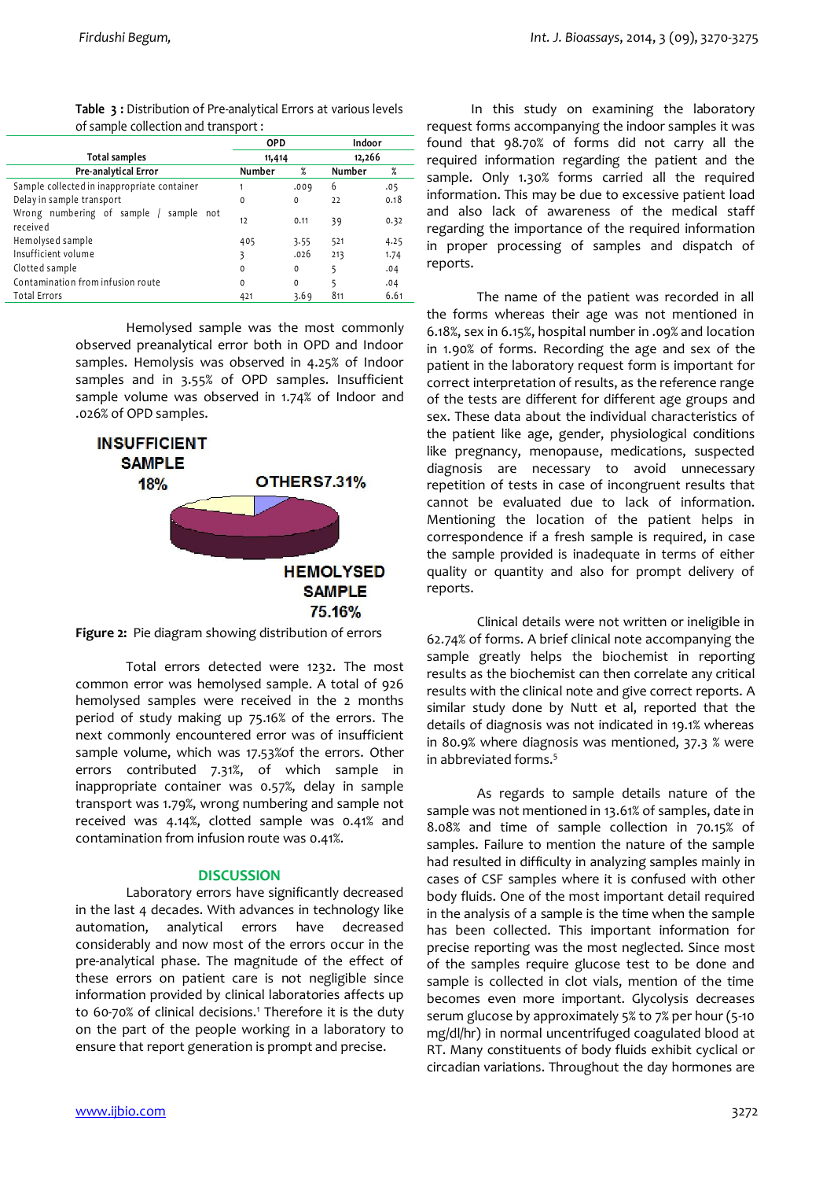**Table 3 :** Distribution of Pre-analytical Errors at various levels of sample collection and transport :

| | OPD | | Indoor | |
|---|---|---|---|---|
| Total samples | 11,414 | | 12,266 | |
| Pre-analytical Error | Number | % | Number | % |
| Sample collected in inappropriate container | 1 | .009 | 6 | .05 |
| Delay in sample transport | 0 | 0 | 22 | 0.18 |
| Wrong numbering of sample / sample not received | 12 | 0.11 | 39 | 0.32 |
| Hemolysed sample | 405 | 3.55 | 521 | 4.25 |
| Insufficient volume | 3 | .026 | 213 | 1.74 |
| Clotted sample | 0 | 0 | 5 | .04 |
| Contamination from infusion route | 0 | 0 | 5 | .04 |
| Total Errors | 421 | 3.69 | 811 | 6.61 |

Hemolysed sample was the most commonly observed preanalytical error both in OPD and Indoor samples. Hemolysis was observed in 4.25% of Indoor samples and in 3.55% of OPD samples. Insufficient sample volume was observed in 1.74% of Indoor and .026% of OPD samples.

INSUFFICIENT SAMPLE 18%

OTHERS7.31%

HEMOLYSED SAMPLE 75.16%

**Figure 2:** Pie diagram showing distribution of errors

Total errors detected were 1232. The most common error was hemolysed sample. A total of 926 hemolysed samples were received in the 2 months period of study making up 75.16% of the errors. The next commonly encountered error was of insufficient sample volume, which was 17.53%of the errors. Other errors contributed 7.31%, of which sample in inappropriate container was 0.57%, delay in sample transport was 1.79%, wrong numbering and sample not received was 4.14%, clotted sample was 0.41% and contamination from infusion route was 0.41%.

## DISCUSSION

Laboratory errors have significantly decreased in the last 4 decades. With advances in technology like automation, analytical errors have decreased considerably and now most of the errors occur in the pre-analytical phase. The magnitude of the effect of these errors on patient care is not negligible since information provided by clinical laboratories affects up to 60-70% of clinical decisions.[1] Therefore it is the duty on the part of the people working in a laboratory to ensure that report generation is prompt and precise.

In this study on examining the laboratory request forms accompanying the indoor samples it was found that 98.70% of forms did not carry all the required information regarding the patient and the sample. Only 1.30% forms carried all the required information. This may be due to excessive patient load and also lack of awareness of the medical staff regarding the importance of the required information in proper processing of samples and dispatch of reports.

The name of the patient was recorded in all the forms whereas their age was not mentioned in 6.18%, sex in 6.15%, hospital number in .09% and location in 1.90% of forms. Recording the age and sex of the patient in the laboratory request form is important for correct interpretation of results, as the reference range of the tests are different for different age groups and sex. These data about the individual characteristics of the patient like age, gender, physiological conditions like pregnancy, menopause, medications, suspected diagnosis are necessary to avoid unnecessary repetition of tests in case of incongruent results that cannot be evaluated due to lack of information. Mentioning the location of the patient helps in correspondence if a fresh sample is required, in case the sample provided is inadequate in terms of either quality or quantity and also for prompt delivery of reports.

Clinical details were not written or ineligible in 62.74% of forms. A brief clinical note accompanying the sample greatly helps the biochemist in reporting results as the biochemist can then correlate any critical results with the clinical note and give correct reports. A similar study done by Nutt et al, reported that the details of diagnosis was not indicated in 19.1% whereas in 80.9% where diagnosis was mentioned, 37.3 % were in abbreviated forms.[5]

As regards to sample details nature of the sample was not mentioned in 13.61% of samples, date in 8.08% and time of sample collection in 70.15% of samples. Failure to mention the nature of the sample had resulted in difficulty in analyzing samples mainly in cases of CSF samples where it is confused with other body fluids. One of the most important detail required in the analysis of a sample is the time when the sample has been collected. This important information for precise reporting was the most neglected. Since most of the samples require glucose test to be done and sample is collected in clot vials, mention of the time becomes even more important. Glycolysis decreases serum glucose by approximately 5% to 7% per hour (5-10 mg/dl/hr) in normal uncentrifuged coagulated blood at RT. Many constituents of body fluids exhibit cyclical or circadian variations. Throughout the day hormones are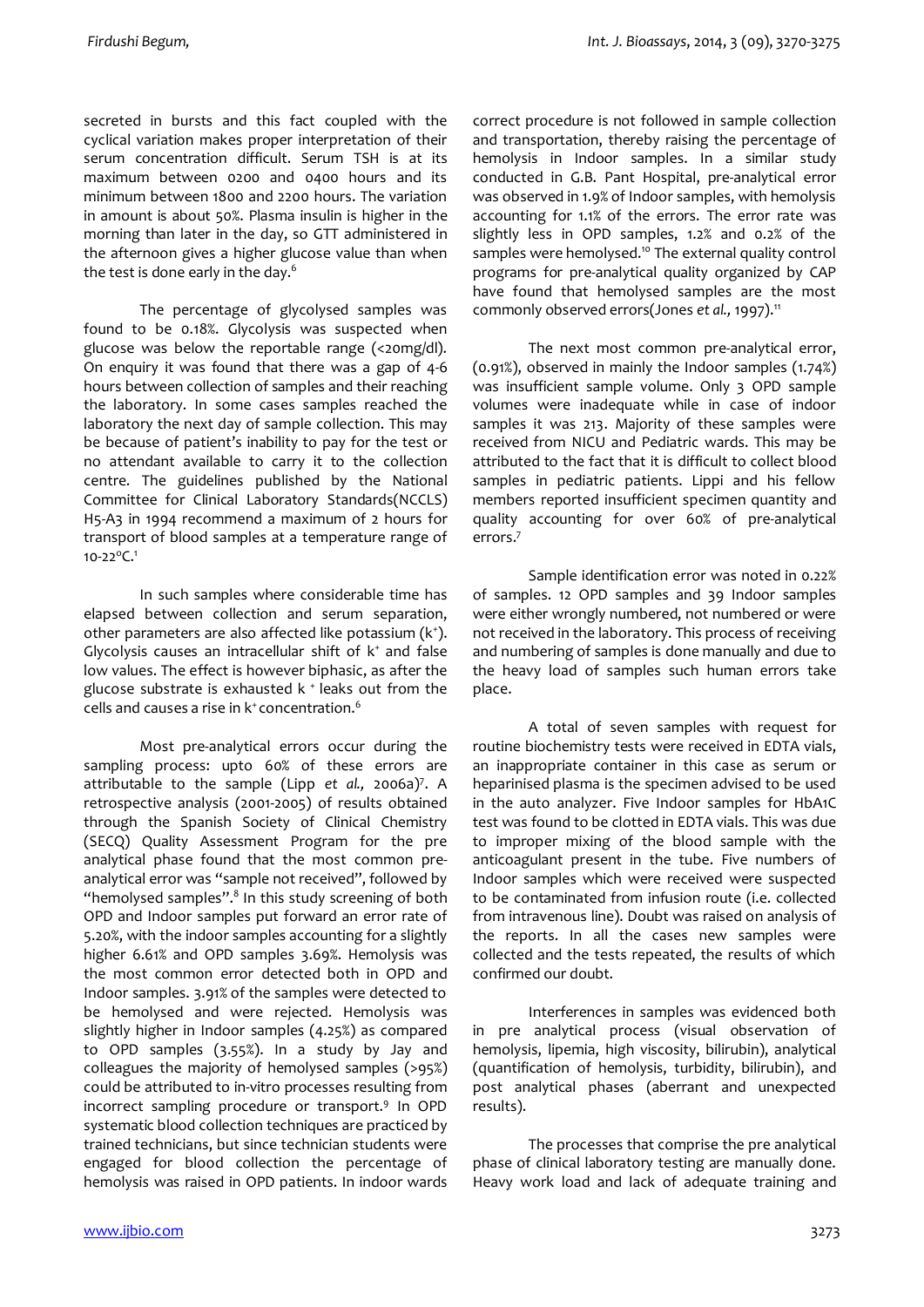secreted in bursts and this fact coupled with the cyclical variation makes proper interpretation of their serum concentration difficult. Serum TSH is at its maximum between 0200 and 0400 hours and its minimum between 1800 and 2200 hours. The variation in amount is about 50%. Plasma insulin is higher in the morning than later in the day, so GTT administered in the afternoon gives a higher glucose value than when the test is done early in the day.[6]

The percentage of glycolysed samples was found to be 0.18%. Glycolysis was suspected when glucose was below the reportable range (<20mg/dl). On enquiry it was found that there was a gap of 4-6 hours between collection of samples and their reaching the laboratory. In some cases samples reached the laboratory the next day of sample collection. This may be because of patient's inability to pay for the test or no attendant available to carry it to the collection centre. The guidelines published by the National Committee for Clinical Laboratory Standards(NCCLS) H5-A3 in 1994 recommend a maximum of 2 hours for transport of blood samples at a temperature range of 10-22°C.[1]

In such samples where considerable time has elapsed between collection and serum separation, other parameters are also affected like potassium ($k^+$). Glycolysis causes an intracellular shift of $k^+$ and false low values. The effect is however biphasic, as after the glucose substrate is exhausted $k^+$ leaks out from the cells and causes a rise in $k^+$ concentration.[6]

Most pre-analytical errors occur during the sampling process: upto 60% of these errors are attributable to the sample (Lipp *et al.,* 2006a)[7]. A retrospective analysis (2001-2005) of results obtained through the Spanish Society of Clinical Chemistry (SECQ) Quality Assessment Program for the pre analytical phase found that the most common pre-analytical error was "sample not received", followed by "hemolysed samples".[8] In this study screening of both OPD and Indoor samples put forward an error rate of 5.20%, with the indoor samples accounting for a slightly higher 6.61% and OPD samples 3.69%. Hemolysis was the most common error detected both in OPD and Indoor samples. 3.91% of the samples were detected to be hemolysed and were rejected. Hemolysis was slightly higher in Indoor samples (4.25%) as compared to OPD samples (3.55%). In a study by Jay and colleagues the majority of hemolysed samples (>95%) could be attributed to in-vitro processes resulting from incorrect sampling procedure or transport.[9] In OPD systematic blood collection techniques are practiced by trained technicians, but since technician students were engaged for blood collection the percentage of hemolysis was raised in OPD patients. In indoor wards correct procedure is not followed in sample collection and transportation, thereby raising the percentage of hemolysis in Indoor samples. In a similar study conducted in G.B. Pant Hospital, pre-analytical error was observed in 1.9% of Indoor samples, with hemolysis accounting for 1.1% of the errors. The error rate was slightly less in OPD samples, 1.2% and 0.2% of the samples were hemolysed.[10] The external quality control programs for pre-analytical quality organized by CAP have found that hemolysed samples are the most commonly observed errors(Jones *et al.,* 1997).[11]

The next most common pre-analytical error, (0.91%), observed in mainly the Indoor samples (1.74%) was insufficient sample volume. Only 3 OPD sample volumes were inadequate while in case of indoor samples it was 213. Majority of these samples were received from NICU and Pediatric wards. This may be attributed to the fact that it is difficult to collect blood samples in pediatric patients. Lippi and his fellow members reported insufficient specimen quantity and quality accounting for over 60% of pre-analytical errors.[7]

Sample identification error was noted in 0.22% of samples. 12 OPD samples and 39 Indoor samples were either wrongly numbered, not numbered or were not received in the laboratory. This process of receiving and numbering of samples is done manually and due to the heavy load of samples such human errors take place.

A total of seven samples with request for routine biochemistry tests were received in EDTA vials, an inappropriate container in this case as serum or heparinised plasma is the specimen advised to be used in the auto analyzer. Five Indoor samples for HbA1C test was found to be clotted in EDTA vials. This was due to improper mixing of the blood sample with the anticoagulant present in the tube. Five numbers of Indoor samples which were received were suspected to be contaminated from infusion route (i.e. collected from intravenous line). Doubt was raised on analysis of the reports. In all the cases new samples were collected and the tests repeated, the results of which confirmed our doubt.

Interferences in samples was evidenced both in pre analytical process (visual observation of hemolysis, lipemia, high viscosity, bilirubin), analytical (quantification of hemolysis, turbidity, bilirubin), and post analytical phases (aberrant and unexpected results).

The processes that comprise the pre analytical phase of clinical laboratory testing are manually done. Heavy work load and lack of adequate training and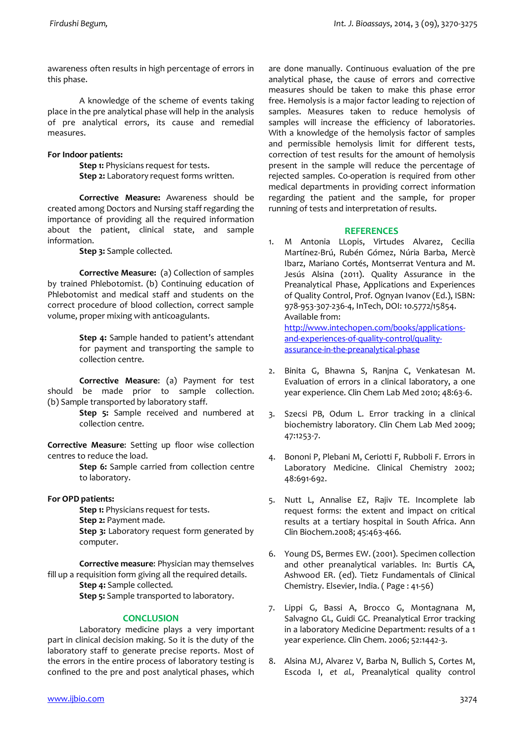awareness often results in high percentage of errors in this phase.

A knowledge of the scheme of events taking place in the pre analytical phase will help in the analysis of pre analytical errors, its cause and remedial measures.

**For Indoor patients:**

**Step 1:** Physicians request for tests.
**Step 2:** Laboratory request forms written.

**Corrective Measure:** Awareness should be created among Doctors and Nursing staff regarding the importance of providing all the required information about the patient, clinical state, and sample information.

**Step 3:** Sample collected.

**Corrective Measure:** (a) Collection of samples by trained Phlebotomist. (b) Continuing education of Phlebotomist and medical staff and students on the correct procedure of blood collection, correct sample volume, proper mixing with anticoagulants.

**Step 4:** Sample handed to patient's attendant for payment and transporting the sample to collection centre.

**Corrective Measure**: (a) Payment for test should be made prior to sample collection. (b) Sample transported by laboratory staff.

**Step 5:** Sample received and numbered at collection centre.

**Corrective Measure**: Setting up floor wise collection centres to reduce the load.

**Step 6:** Sample carried from collection centre to laboratory.

**For OPD patients:**

**Step 1:** Physicians request for tests.
**Step 2:** Payment made.
**Step 3:** Laboratory request form generated by computer.

**Corrective measure**: Physician may themselves fill up a requisition form giving all the required details.

**Step 4:** Sample collected.
**Step 5:** Sample transported to laboratory.

## CONCLUSION

Laboratory medicine plays a very important part in clinical decision making. So it is the duty of the laboratory staff to generate precise reports. Most of the errors in the entire process of laboratory testing is confined to the pre and post analytical phases, which are done manually. Continuous evaluation of the pre analytical phase, the cause of errors and corrective measures should be taken to make this phase error free. Hemolysis is a major factor leading to rejection of samples. Measures taken to reduce hemolysis of samples will increase the efficiency of laboratories. With a knowledge of the hemolysis factor of samples and permissible hemolysis limit for different tests, correction of test results for the amount of hemolysis present in the sample will reduce the percentage of rejected samples. Co-operation is required from other medical departments in providing correct information regarding the patient and the sample, for proper running of tests and interpretation of results.

## REFERENCES

1. M Antonia LLopis, Virtudes Alvarez, Cecilia Martínez-Brú, Rubén Gómez, Núria Barba, Mercè Ibarz, Mariano Cortés, Montserrat Ventura and M. Jesús Alsina (2011). Quality Assurance in the Preanalytical Phase, Applications and Experiences of Quality Control, Prof. Ognyan Ivanov (Ed.), ISBN: 978-953-307-236-4, InTech, DOI: 10.5772/15854. Available from: http://www.intechopen.com/books/applications-and-experiences-of-quality-control/quality-assurance-in-the-preanalytical-phase

2. Binita G, Bhawna S, Ranjna C, Venkatesan M. Evaluation of errors in a clinical laboratory, a one year experience. Clin Chem Lab Med 2010; 48:63-6.

3. Szecsi PB, Odum L. Error tracking in a clinical biochemistry laboratory. Clin Chem Lab Med 2009; 47:1253-7.

4. Bononi P, Plebani M, Ceriotti F, Rubboli F. Errors in Laboratory Medicine. Clinical Chemistry 2002; 48:691-692.

5. Nutt L, Annalise EZ, Rajiv TE. Incomplete lab request forms: the extent and impact on critical results at a tertiary hospital in South Africa. Ann Clin Biochem.2008; 45:463-466.

6. Young DS, Bermes EW. (2001). Specimen collection and other preanalytical variables. In: Burtis CA, Ashwood ER. (ed). Tietz Fundamentals of Clinical Chemistry. Elsevier, India. ( Page : 41-56)

7. Lippi G, Bassi A, Brocco G, Montagnana M, Salvagno GL, Guidi GC. Preanalytical Error tracking in a laboratory Medicine Department: results of a 1 year experience. Clin Chem. 2006; 52:1442-3.

8. Alsina MJ, Alvarez V, Barba N, Bullich S, Cortes M, Escoda I, *et al.,* Preanalytical quality control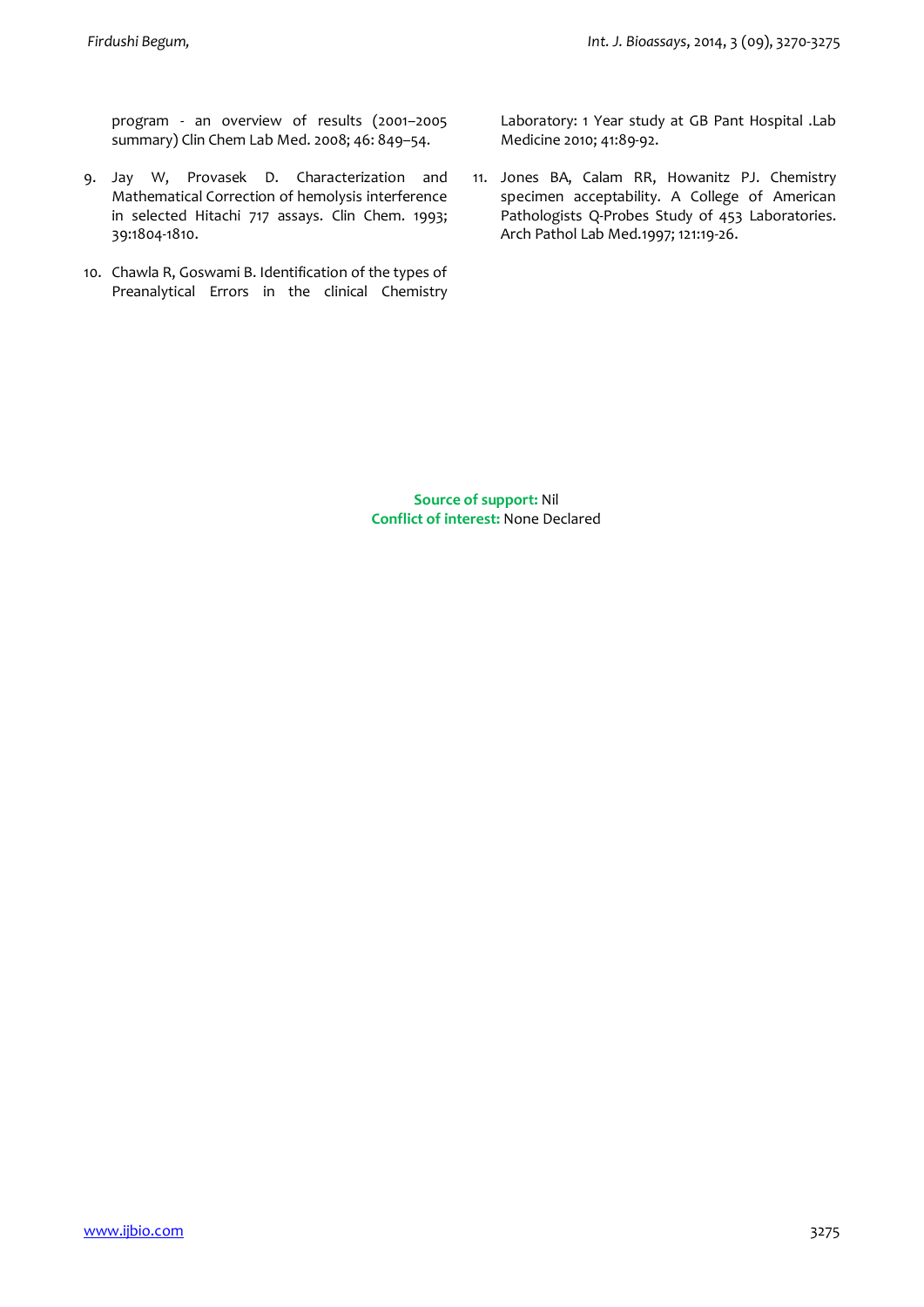program - an overview of results (2001–2005 summary) Clin Chem Lab Med. 2008; 46: 849–54.

9. Jay W, Provasek D. Characterization and Mathematical Correction of hemolysis interference in selected Hitachi 717 assays. Clin Chem. 1993; 39:1804-1810.

10. Chawla R, Goswami B. Identification of the types of Preanalytical Errors in the clinical Chemistry Laboratory: 1 Year study at GB Pant Hospital .Lab Medicine 2010; 41:89-92.

11. Jones BA, Calam RR, Howanitz PJ. Chemistry specimen acceptability. A College of American Pathologists Q-Probes Study of 453 Laboratories. Arch Pathol Lab Med.1997; 121:19-26.

**Source of support:** Nil
**Conflict of interest:** None Declared